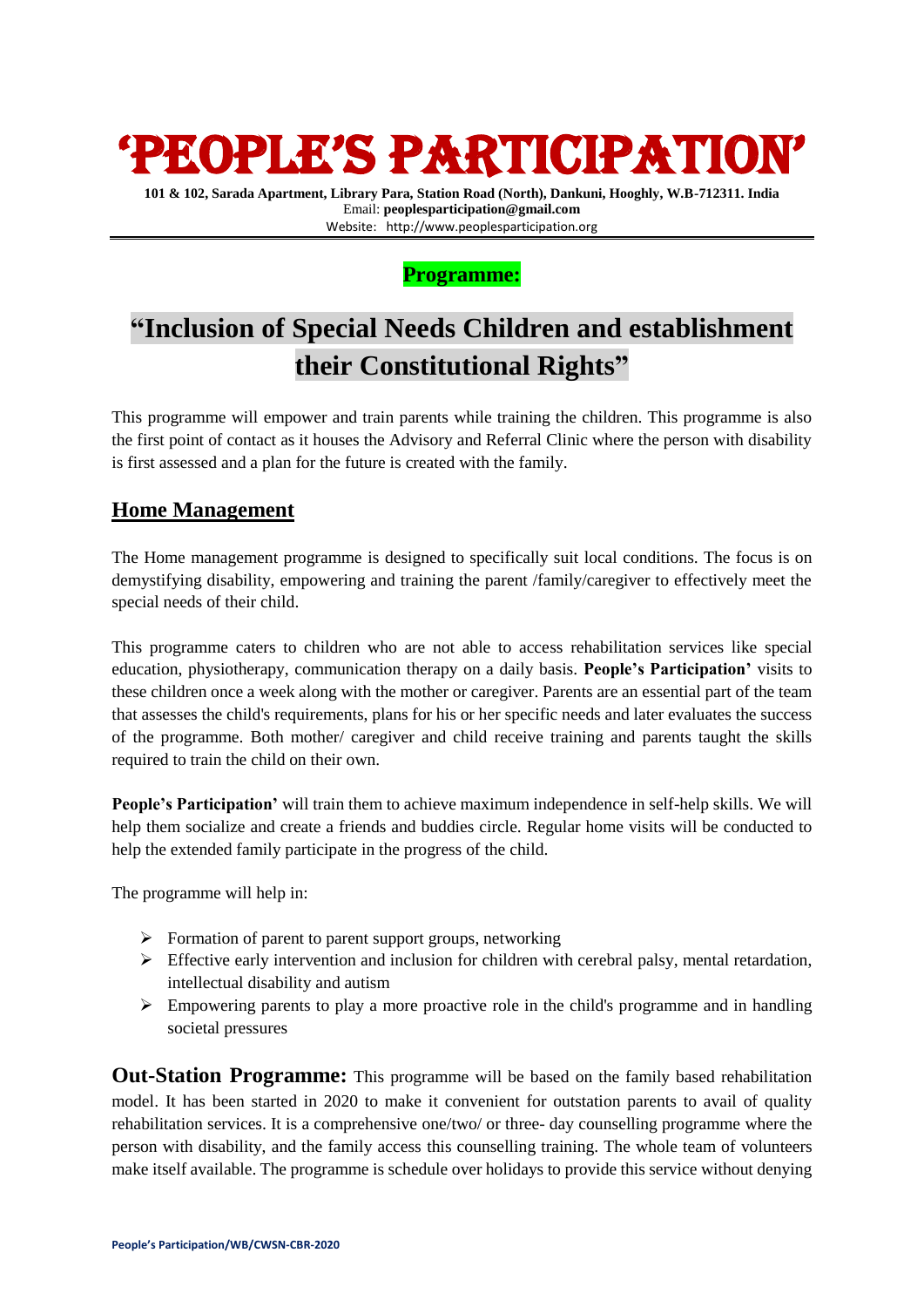# 'PEOPLE'S PARTICIPATION'

**101 & 102, Sarada Apartment, Library Para, Station Road (North), Dankuni, Hooghly, W.B-712311. India**
Email: **peoplesparticipation@gmail.com**
Website: http://www.peoplesparticipation.org

**Programme:**

## "Inclusion of Special Needs Children and establishment their Constitutional Rights"

This programme will empower and train parents while training the children. This programme is also the first point of contact as it houses the Advisory and Referral Clinic where the person with disability is first assessed and a plan for the future is created with the family.

### Home Management

The Home management programme is designed to specifically suit local conditions. The focus is on demystifying disability, empowering and training the parent /family/caregiver to effectively meet the special needs of their child.

This programme caters to children who are not able to access rehabilitation services like special education, physiotherapy, communication therapy on a daily basis. **People's Participation'** visits to these children once a week along with the mother or caregiver. Parents are an essential part of the team that assesses the child's requirements, plans for his or her specific needs and later evaluates the success of the programme. Both mother/ caregiver and child receive training and parents taught the skills required to train the child on their own.

**People's Participation'** will train them to achieve maximum independence in self-help skills. We will help them socialize and create a friends and buddies circle. Regular home visits will be conducted to help the extended family participate in the progress of the child.

The programme will help in:

- Formation of parent to parent support groups, networking
- Effective early intervention and inclusion for children with cerebral palsy, mental retardation, intellectual disability and autism
- Empowering parents to play a more proactive role in the child's programme and in handling societal pressures

**Out-Station Programme:** This programme will be based on the family based rehabilitation model. It has been started in 2020 to make it convenient for outstation parents to avail of quality rehabilitation services. It is a comprehensive one/two/ or three- day counselling programme where the person with disability, and the family access this counselling training. The whole team of volunteers make itself available. The programme is schedule over holidays to provide this service without denying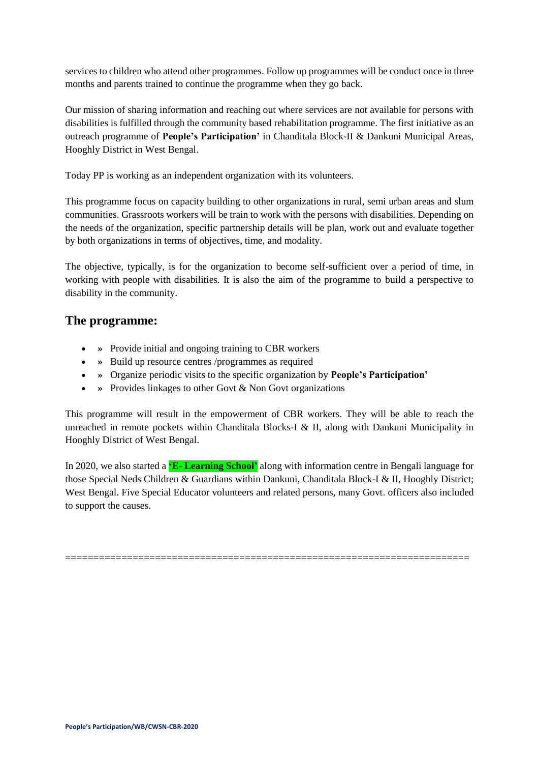services to children who attend other programmes. Follow up programmes will be conduct once in three months and parents trained to continue the programme when they go back.

Our mission of sharing information and reaching out where services are not available for persons with disabilities is fulfilled through the community based rehabilitation programme. The first initiative as an outreach programme of **People's Participation'** in Chanditala Block-II & Dankuni Municipal Areas, Hooghly District in West Bengal.

Today PP is working as an independent organization with its volunteers.

This programme focus on capacity building to other organizations in rural, semi urban areas and slum communities. Grassroots workers will be train to work with the persons with disabilities. Depending on the needs of the organization, specific partnership details will be plan, work out and evaluate together by both organizations in terms of objectives, time, and modality.

The objective, typically, is for the organization to become self-sufficient over a period of time, in working with people with disabilities. It is also the aim of the programme to build a perspective to disability in the community.

## The programme:

- » Provide initial and ongoing training to CBR workers
- » Build up resource centres /programmes as required
- » Organize periodic visits to the specific organization by **People's Participation'**
- » Provides linkages to other Govt & Non Govt organizations

This programme will result in the empowerment of CBR workers. They will be able to reach the unreached in remote pockets within Chanditala Blocks-I & II, along with Dankuni Municipality in Hooghly District of West Bengal.

In 2020, we also started a **'E- Learning School'** along with information centre in Bengali language for those Special Neds Children & Guardians within Dankuni, Chanditala Block-I & II, Hooghly District; West Bengal. Five Special Educator volunteers and related persons, many Govt. officers also included to support the causes.

======================================================================